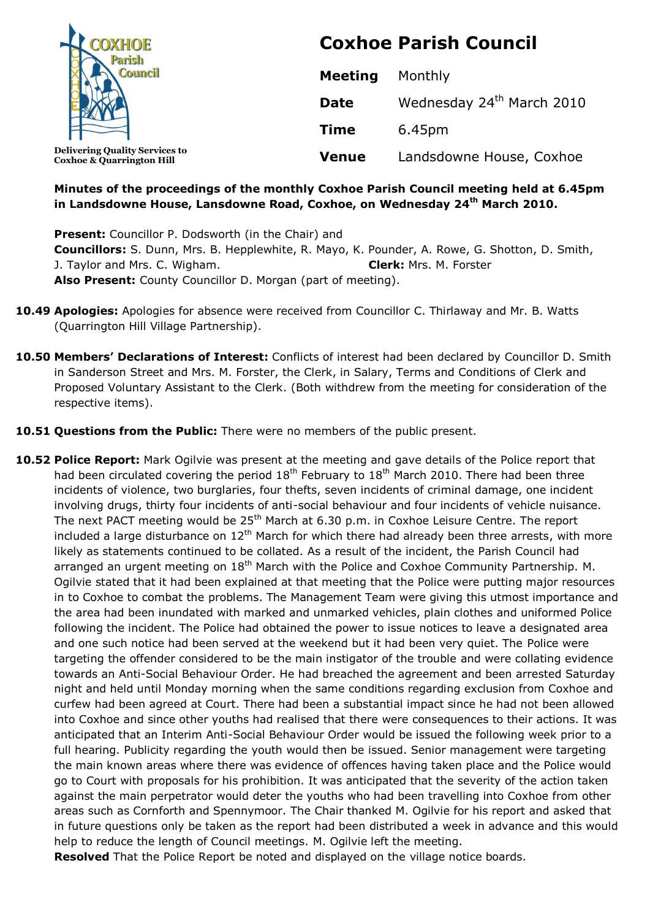COXHOE Parish Council

Delivering Quality Services to Coxhoe & Quarrington Hill

# Coxhoe Parish Council

| | |
|---|---|
| **Meeting** | Monthly |
| **Date** | Wednesday 24th March 2010 |
| **Time** | 6.45pm |
| **Venue** | Landsdowne House, Coxhoe |

**Minutes of the proceedings of the monthly Coxhoe Parish Council meeting held at 6.45pm in Landsdowne House, Lansdowne Road, Coxhoe, on Wednesday 24th March 2010.**

**Present:** Councillor P. Dodsworth (in the Chair) and
**Councillors:** S. Dunn, Mrs. B. Hepplewhite, R. Mayo, K. Pounder, A. Rowe, G. Shotton, D. Smith, J. Taylor and Mrs. C. Wigham. **Clerk:** Mrs. M. Forster
**Also Present:** County Councillor D. Morgan (part of meeting).

**10.49 Apologies:** Apologies for absence were received from Councillor C. Thirlaway and Mr. B. Watts (Quarrington Hill Village Partnership).

**10.50 Members' Declarations of Interest:** Conflicts of interest had been declared by Councillor D. Smith in Sanderson Street and Mrs. M. Forster, the Clerk, in Salary, Terms and Conditions of Clerk and Proposed Voluntary Assistant to the Clerk. (Both withdrew from the meeting for consideration of the respective items).

**10.51 Questions from the Public:** There were no members of the public present.

**10.52 Police Report:** Mark Ogilvie was present at the meeting and gave details of the Police report that had been circulated covering the period 18th February to 18th March 2010. There had been three incidents of violence, two burglaries, four thefts, seven incidents of criminal damage, one incident involving drugs, thirty four incidents of anti-social behaviour and four incidents of vehicle nuisance. The next PACT meeting would be 25th March at 6.30 p.m. in Coxhoe Leisure Centre. The report included a large disturbance on 12th March for which there had already been three arrests, with more likely as statements continued to be collated. As a result of the incident, the Parish Council had arranged an urgent meeting on 18th March with the Police and Coxhoe Community Partnership. M. Ogilvie stated that it had been explained at that meeting that the Police were putting major resources in to Coxhoe to combat the problems. The Management Team were giving this utmost importance and the area had been inundated with marked and unmarked vehicles, plain clothes and uniformed Police following the incident. The Police had obtained the power to issue notices to leave a designated area and one such notice had been served at the weekend but it had been very quiet. The Police were targeting the offender considered to be the main instigator of the trouble and were collating evidence towards an Anti-Social Behaviour Order. He had breached the agreement and been arrested Saturday night and held until Monday morning when the same conditions regarding exclusion from Coxhoe and curfew had been agreed at Court. There had been a substantial impact since he had not been allowed into Coxhoe and since other youths had realised that there were consequences to their actions. It was anticipated that an Interim Anti-Social Behaviour Order would be issued the following week prior to a full hearing. Publicity regarding the youth would then be issued. Senior management were targeting the main known areas where there was evidence of offences having taken place and the Police would go to Court with proposals for his prohibition. It was anticipated that the severity of the action taken against the main perpetrator would deter the youths who had been travelling into Coxhoe from other areas such as Cornforth and Spennymoor. The Chair thanked M. Ogilvie for his report and asked that in future questions only be taken as the report had been distributed a week in advance and this would help to reduce the length of Council meetings. M. Ogilvie left the meeting.
**Resolved** That the Police Report be noted and displayed on the village notice boards.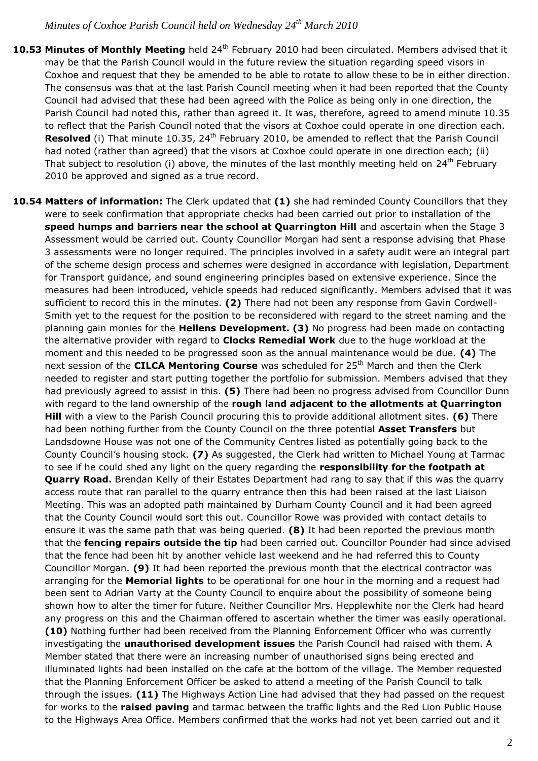*Minutes of Coxhoe Parish Council held on Wednesday 24th March 2010*

**10.53 Minutes of Monthly Meeting** held 24th February 2010 had been circulated. Members advised that it may be that the Parish Council would in the future review the situation regarding speed visors in Coxhoe and request that they be amended to be able to rotate to allow these to be in either direction. The consensus was that at the last Parish Council meeting when it had been reported that the County Council had advised that these had been agreed with the Police as being only in one direction, the Parish Council had noted this, rather than agreed it. It was, therefore, agreed to amend minute 10.35 to reflect that the Parish Council noted that the visors at Coxhoe could operate in one direction each. **Resolved** (i) That minute 10.35, 24th February 2010, be amended to reflect that the Parish Council had noted (rather than agreed) that the visors at Coxhoe could operate in one direction each; (ii) That subject to resolution (i) above, the minutes of the last monthly meeting held on 24th February 2010 be approved and signed as a true record.

**10.54 Matters of information:** The Clerk updated that **(1)** she had reminded County Councillors that they were to seek confirmation that appropriate checks had been carried out prior to installation of the **speed humps and barriers near the school at Quarrington Hill** and ascertain when the Stage 3 Assessment would be carried out. County Councillor Morgan had sent a response advising that Phase 3 assessments were no longer required. The principles involved in a safety audit were an integral part of the scheme design process and schemes were designed in accordance with legislation, Department for Transport guidance, and sound engineering principles based on extensive experience. Since the measures had been introduced, vehicle speeds had reduced significantly. Members advised that it was sufficient to record this in the minutes. **(2)** There had not been any response from Gavin Cordwell-Smith yet to the request for the position to be reconsidered with regard to the street naming and the planning gain monies for the **Hellens Development.** **(3)** No progress had been made on contacting the alternative provider with regard to **Clocks Remedial Work** due to the huge workload at the moment and this needed to be progressed soon as the annual maintenance would be due. **(4)** The next session of the **CILCA Mentoring Course** was scheduled for 25th March and then the Clerk needed to register and start putting together the portfolio for submission. Members advised that they had previously agreed to assist in this. **(5)** There had been no progress advised from Councillor Dunn with regard to the land ownership of the **rough land adjacent to the allotments at Quarrington Hill** with a view to the Parish Council procuring this to provide additional allotment sites. **(6)** There had been nothing further from the County Council on the three potential **Asset Transfers** but Landsdowne House was not one of the Community Centres listed as potentially going back to the County Council's housing stock. **(7)** As suggested, the Clerk had written to Michael Young at Tarmac to see if he could shed any light on the query regarding the **responsibility for the footpath at Quarry Road.** Brendan Kelly of their Estates Department had rang to say that if this was the quarry access route that ran parallel to the quarry entrance then this had been raised at the last Liaison Meeting. This was an adopted path maintained by Durham County Council and it had been agreed that the County Council would sort this out. Councillor Rowe was provided with contact details to ensure it was the same path that was being queried. **(8)** It had been reported the previous month that the **fencing repairs outside the tip** had been carried out. Councillor Pounder had since advised that the fence had been hit by another vehicle last weekend and he had referred this to County Councillor Morgan. **(9)** It had been reported the previous month that the electrical contractor was arranging for the **Memorial lights** to be operational for one hour in the morning and a request had been sent to Adrian Varty at the County Council to enquire about the possibility of someone being shown how to alter the timer for future. Neither Councillor Mrs. Hepplewhite nor the Clerk had heard any progress on this and the Chairman offered to ascertain whether the timer was easily operational. **(10)** Nothing further had been received from the Planning Enforcement Officer who was currently investigating the **unauthorised development issues** the Parish Council had raised with them. A Member stated that there were an increasing number of unauthorised signs being erected and illuminated lights had been installed on the cafe at the bottom of the village. The Member requested that the Planning Enforcement Officer be asked to attend a meeting of the Parish Council to talk through the issues. **(11)** The Highways Action Line had advised that they had passed on the request for works to the **raised paving** and tarmac between the traffic lights and the Red Lion Public House to the Highways Area Office. Members confirmed that the works had not yet been carried out and it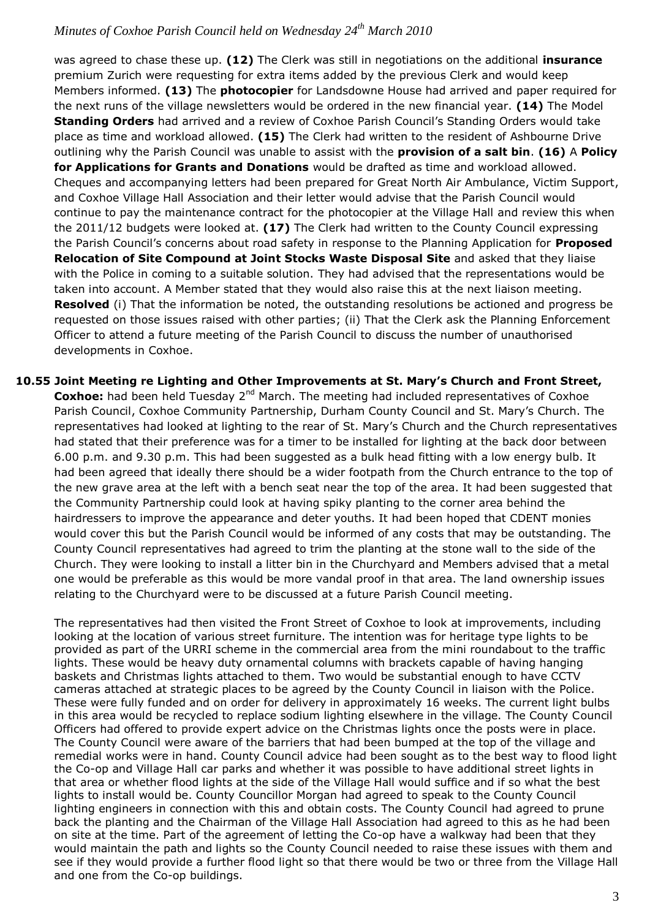was agreed to chase these up. **(12)** The Clerk was still in negotiations on the additional **insurance** premium Zurich were requesting for extra items added by the previous Clerk and would keep Members informed. **(13)** The **photocopier** for Landsdowne House had arrived and paper required for the next runs of the village newsletters would be ordered in the new financial year. **(14)** The Model **Standing Orders** had arrived and a review of Coxhoe Parish Council's Standing Orders would take place as time and workload allowed. **(15)** The Clerk had written to the resident of Ashbourne Drive outlining why the Parish Council was unable to assist with the **provision of a salt bin**. **(16)** A **Policy for Applications for Grants and Donations** would be drafted as time and workload allowed. Cheques and accompanying letters had been prepared for Great North Air Ambulance, Victim Support, and Coxhoe Village Hall Association and their letter would advise that the Parish Council would continue to pay the maintenance contract for the photocopier at the Village Hall and review this when the 2011/12 budgets were looked at. **(17)** The Clerk had written to the County Council expressing the Parish Council's concerns about road safety in response to the Planning Application for **Proposed Relocation of Site Compound at Joint Stocks Waste Disposal Site** and asked that they liaise with the Police in coming to a suitable solution. They had advised that the representations would be taken into account. A Member stated that they would also raise this at the next liaison meeting. **Resolved** (i) That the information be noted, the outstanding resolutions be actioned and progress be requested on those issues raised with other parties; (ii) That the Clerk ask the Planning Enforcement Officer to attend a future meeting of the Parish Council to discuss the number of unauthorised developments in Coxhoe.

**10.55 Joint Meeting re Lighting and Other Improvements at St. Mary's Church and Front Street, Coxhoe:** had been held Tuesday 2nd March. The meeting had included representatives of Coxhoe Parish Council, Coxhoe Community Partnership, Durham County Council and St. Mary's Church. The representatives had looked at lighting to the rear of St. Mary's Church and the Church representatives had stated that their preference was for a timer to be installed for lighting at the back door between 6.00 p.m. and 9.30 p.m. This had been suggested as a bulk head fitting with a low energy bulb. It had been agreed that ideally there should be a wider footpath from the Church entrance to the top of the new grave area at the left with a bench seat near the top of the area. It had been suggested that the Community Partnership could look at having spiky planting to the corner area behind the hairdressers to improve the appearance and deter youths. It had been hoped that CDENT monies would cover this but the Parish Council would be informed of any costs that may be outstanding. The County Council representatives had agreed to trim the planting at the stone wall to the side of the Church. They were looking to install a litter bin in the Churchyard and Members advised that a metal one would be preferable as this would be more vandal proof in that area. The land ownership issues relating to the Churchyard were to be discussed at a future Parish Council meeting.

The representatives had then visited the Front Street of Coxhoe to look at improvements, including looking at the location of various street furniture. The intention was for heritage type lights to be provided as part of the URRI scheme in the commercial area from the mini roundabout to the traffic lights. These would be heavy duty ornamental columns with brackets capable of having hanging baskets and Christmas lights attached to them. Two would be substantial enough to have CCTV cameras attached at strategic places to be agreed by the County Council in liaison with the Police. These were fully funded and on order for delivery in approximately 16 weeks. The current light bulbs in this area would be recycled to replace sodium lighting elsewhere in the village. The County Council Officers had offered to provide expert advice on the Christmas lights once the posts were in place. The County Council were aware of the barriers that had been bumped at the top of the village and remedial works were in hand. County Council advice had been sought as to the best way to flood light the Co-op and Village Hall car parks and whether it was possible to have additional street lights in that area or whether flood lights at the side of the Village Hall would suffice and if so what the best lights to install would be. County Councillor Morgan had agreed to speak to the County Council lighting engineers in connection with this and obtain costs. The County Council had agreed to prune back the planting and the Chairman of the Village Hall Association had agreed to this as he had been on site at the time. Part of the agreement of letting the Co-op have a walkway had been that they would maintain the path and lights so the County Council needed to raise these issues with them and see if they would provide a further flood light so that there would be two or three from the Village Hall and one from the Co-op buildings.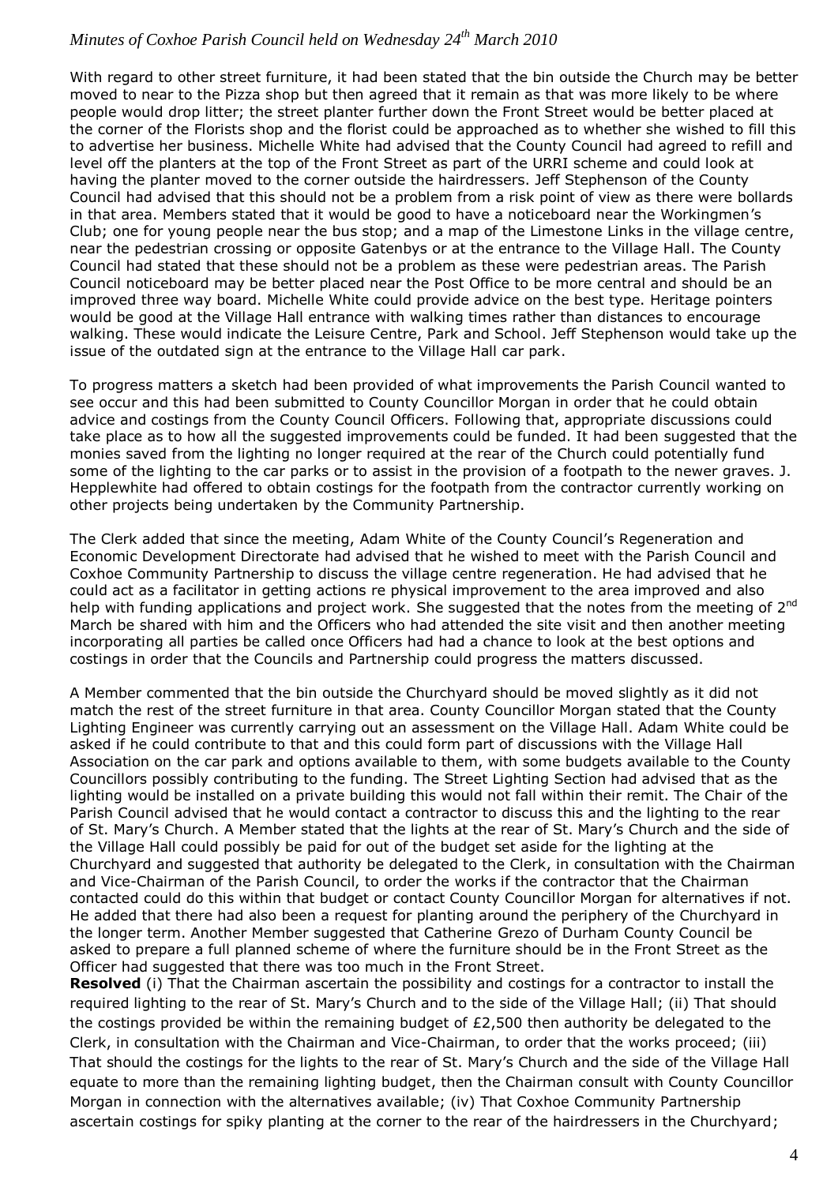With regard to other street furniture, it had been stated that the bin outside the Church may be better moved to near to the Pizza shop but then agreed that it remain as that was more likely to be where people would drop litter; the street planter further down the Front Street would be better placed at the corner of the Florists shop and the florist could be approached as to whether she wished to fill this to advertise her business. Michelle White had advised that the County Council had agreed to refill and level off the planters at the top of the Front Street as part of the URRI scheme and could look at having the planter moved to the corner outside the hairdressers. Jeff Stephenson of the County Council had advised that this should not be a problem from a risk point of view as there were bollards in that area. Members stated that it would be good to have a noticeboard near the Workingmen's Club; one for young people near the bus stop; and a map of the Limestone Links in the village centre, near the pedestrian crossing or opposite Gatenbys or at the entrance to the Village Hall. The County Council had stated that these should not be a problem as these were pedestrian areas. The Parish Council noticeboard may be better placed near the Post Office to be more central and should be an improved three way board. Michelle White could provide advice on the best type. Heritage pointers would be good at the Village Hall entrance with walking times rather than distances to encourage walking. These would indicate the Leisure Centre, Park and School. Jeff Stephenson would take up the issue of the outdated sign at the entrance to the Village Hall car park.

To progress matters a sketch had been provided of what improvements the Parish Council wanted to see occur and this had been submitted to County Councillor Morgan in order that he could obtain advice and costings from the County Council Officers. Following that, appropriate discussions could take place as to how all the suggested improvements could be funded. It had been suggested that the monies saved from the lighting no longer required at the rear of the Church could potentially fund some of the lighting to the car parks or to assist in the provision of a footpath to the newer graves. J. Hepplewhite had offered to obtain costings for the footpath from the contractor currently working on other projects being undertaken by the Community Partnership.

The Clerk added that since the meeting, Adam White of the County Council's Regeneration and Economic Development Directorate had advised that he wished to meet with the Parish Council and Coxhoe Community Partnership to discuss the village centre regeneration. He had advised that he could act as a facilitator in getting actions re physical improvement to the area improved and also help with funding applications and project work. She suggested that the notes from the meeting of 2nd March be shared with him and the Officers who had attended the site visit and then another meeting incorporating all parties be called once Officers had had a chance to look at the best options and costings in order that the Councils and Partnership could progress the matters discussed.

A Member commented that the bin outside the Churchyard should be moved slightly as it did not match the rest of the street furniture in that area. County Councillor Morgan stated that the County Lighting Engineer was currently carrying out an assessment on the Village Hall. Adam White could be asked if he could contribute to that and this could form part of discussions with the Village Hall Association on the car park and options available to them, with some budgets available to the County Councillors possibly contributing to the funding. The Street Lighting Section had advised that as the lighting would be installed on a private building this would not fall within their remit. The Chair of the Parish Council advised that he would contact a contractor to discuss this and the lighting to the rear of St. Mary's Church. A Member stated that the lights at the rear of St. Mary's Church and the side of the Village Hall could possibly be paid for out of the budget set aside for the lighting at the Churchyard and suggested that authority be delegated to the Clerk, in consultation with the Chairman and Vice-Chairman of the Parish Council, to order the works if the contractor that the Chairman contacted could do this within that budget or contact County Councillor Morgan for alternatives if not. He added that there had also been a request for planting around the periphery of the Churchyard in the longer term. Another Member suggested that Catherine Grezo of Durham County Council be asked to prepare a full planned scheme of where the furniture should be in the Front Street as the Officer had suggested that there was too much in the Front Street.

**Resolved** (i) That the Chairman ascertain the possibility and costings for a contractor to install the required lighting to the rear of St. Mary's Church and to the side of the Village Hall; (ii) That should the costings provided be within the remaining budget of £2,500 then authority be delegated to the Clerk, in consultation with the Chairman and Vice-Chairman, to order that the works proceed; (iii) That should the costings for the lights to the rear of St. Mary's Church and the side of the Village Hall equate to more than the remaining lighting budget, then the Chairman consult with County Councillor Morgan in connection with the alternatives available; (iv) That Coxhoe Community Partnership ascertain costings for spiky planting at the corner to the rear of the hairdressers in the Churchyard;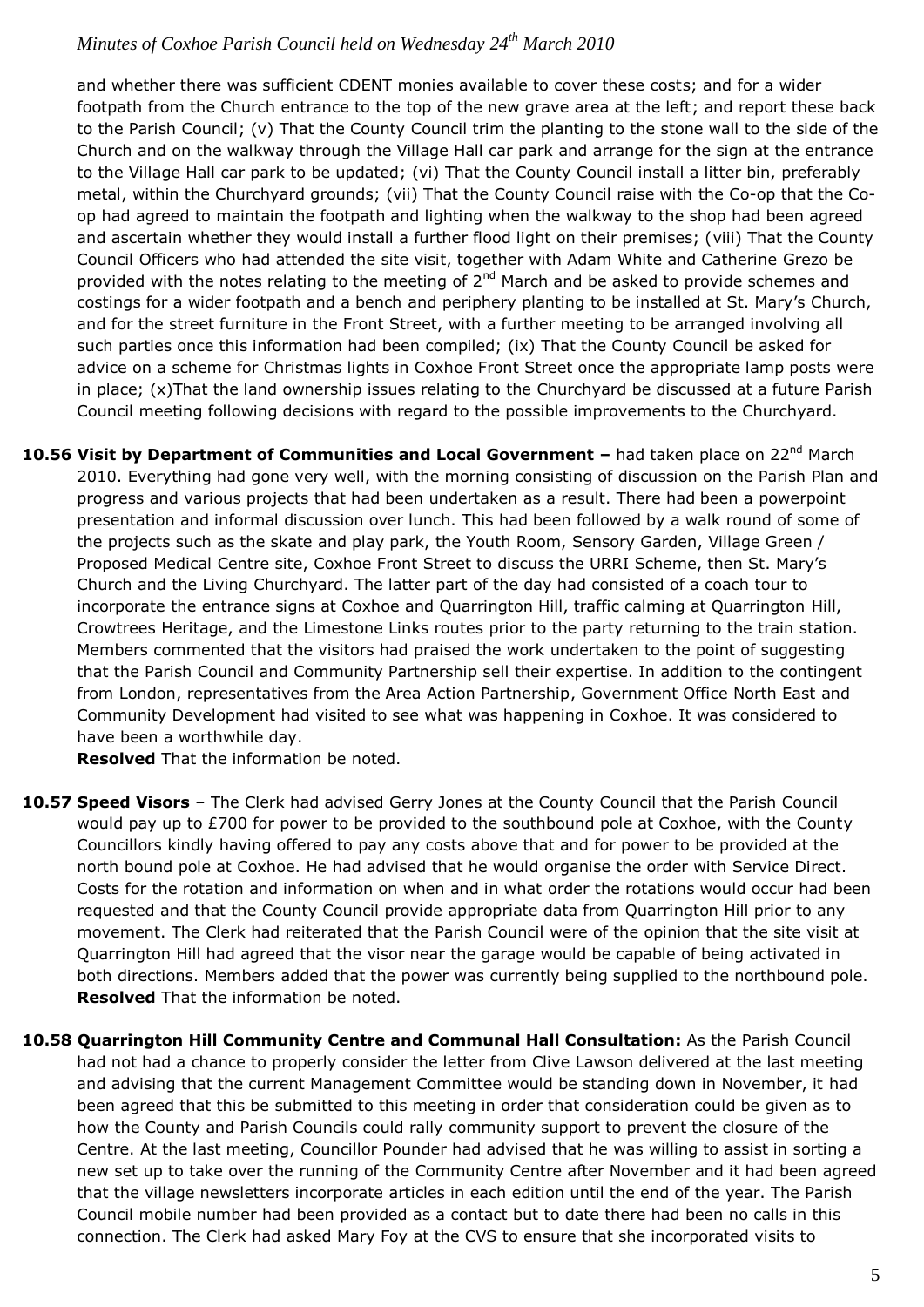and whether there was sufficient CDENT monies available to cover these costs; and for a wider footpath from the Church entrance to the top of the new grave area at the left; and report these back to the Parish Council; (v) That the County Council trim the planting to the stone wall to the side of the Church and on the walkway through the Village Hall car park and arrange for the sign at the entrance to the Village Hall car park to be updated; (vi) That the County Council install a litter bin, preferably metal, within the Churchyard grounds; (vii) That the County Council raise with the Co-op that the Co-op had agreed to maintain the footpath and lighting when the walkway to the shop had been agreed and ascertain whether they would install a further flood light on their premises; (viii) That the County Council Officers who had attended the site visit, together with Adam White and Catherine Grezo be provided with the notes relating to the meeting of 2nd March and be asked to provide schemes and costings for a wider footpath and a bench and periphery planting to be installed at St. Mary's Church, and for the street furniture in the Front Street, with a further meeting to be arranged involving all such parties once this information had been compiled; (ix) That the County Council be asked for advice on a scheme for Christmas lights in Coxhoe Front Street once the appropriate lamp posts were in place; (x)That the land ownership issues relating to the Churchyard be discussed at a future Parish Council meeting following decisions with regard to the possible improvements to the Churchyard.

**10.56 Visit by Department of Communities and Local Government –** had taken place on 22nd March 2010. Everything had gone very well, with the morning consisting of discussion on the Parish Plan and progress and various projects that had been undertaken as a result. There had been a powerpoint presentation and informal discussion over lunch. This had been followed by a walk round of some of the projects such as the skate and play park, the Youth Room, Sensory Garden, Village Green / Proposed Medical Centre site, Coxhoe Front Street to discuss the URRI Scheme, then St. Mary's Church and the Living Churchyard. The latter part of the day had consisted of a coach tour to incorporate the entrance signs at Coxhoe and Quarrington Hill, traffic calming at Quarrington Hill, Crowtrees Heritage, and the Limestone Links routes prior to the party returning to the train station. Members commented that the visitors had praised the work undertaken to the point of suggesting that the Parish Council and Community Partnership sell their expertise. In addition to the contingent from London, representatives from the Area Action Partnership, Government Office North East and Community Development had visited to see what was happening in Coxhoe. It was considered to have been a worthwhile day.

**Resolved** That the information be noted.

**10.57 Speed Visors** – The Clerk had advised Gerry Jones at the County Council that the Parish Council would pay up to £700 for power to be provided to the southbound pole at Coxhoe, with the County Councillors kindly having offered to pay any costs above that and for power to be provided at the north bound pole at Coxhoe. He had advised that he would organise the order with Service Direct. Costs for the rotation and information on when and in what order the rotations would occur had been requested and that the County Council provide appropriate data from Quarrington Hill prior to any movement. The Clerk had reiterated that the Parish Council were of the opinion that the site visit at Quarrington Hill had agreed that the visor near the garage would be capable of being activated in both directions. Members added that the power was currently being supplied to the northbound pole.

**Resolved** That the information be noted.

**10.58 Quarrington Hill Community Centre and Communal Hall Consultation:** As the Parish Council had not had a chance to properly consider the letter from Clive Lawson delivered at the last meeting and advising that the current Management Committee would be standing down in November, it had been agreed that this be submitted to this meeting in order that consideration could be given as to how the County and Parish Councils could rally community support to prevent the closure of the Centre. At the last meeting, Councillor Pounder had advised that he was willing to assist in sorting a new set up to take over the running of the Community Centre after November and it had been agreed that the village newsletters incorporate articles in each edition until the end of the year. The Parish Council mobile number had been provided as a contact but to date there had been no calls in this connection. The Clerk had asked Mary Foy at the CVS to ensure that she incorporated visits to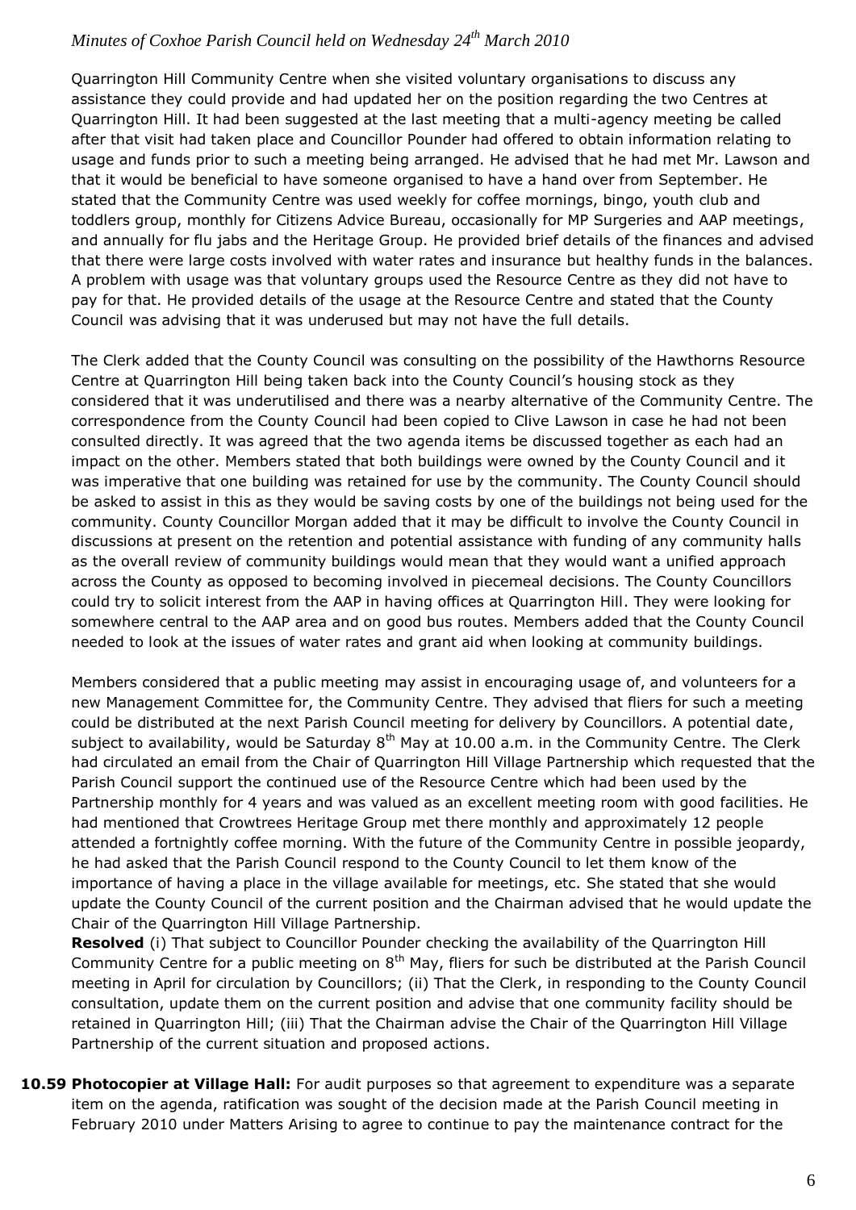Quarrington Hill Community Centre when she visited voluntary organisations to discuss any assistance they could provide and had updated her on the position regarding the two Centres at Quarrington Hill. It had been suggested at the last meeting that a multi-agency meeting be called after that visit had taken place and Councillor Pounder had offered to obtain information relating to usage and funds prior to such a meeting being arranged. He advised that he had met Mr. Lawson and that it would be beneficial to have someone organised to have a hand over from September. He stated that the Community Centre was used weekly for coffee mornings, bingo, youth club and toddlers group, monthly for Citizens Advice Bureau, occasionally for MP Surgeries and AAP meetings, and annually for flu jabs and the Heritage Group. He provided brief details of the finances and advised that there were large costs involved with water rates and insurance but healthy funds in the balances. A problem with usage was that voluntary groups used the Resource Centre as they did not have to pay for that. He provided details of the usage at the Resource Centre and stated that the County Council was advising that it was underused but may not have the full details.

The Clerk added that the County Council was consulting on the possibility of the Hawthorns Resource Centre at Quarrington Hill being taken back into the County Council's housing stock as they considered that it was underutilised and there was a nearby alternative of the Community Centre. The correspondence from the County Council had been copied to Clive Lawson in case he had not been consulted directly. It was agreed that the two agenda items be discussed together as each had an impact on the other. Members stated that both buildings were owned by the County Council and it was imperative that one building was retained for use by the community. The County Council should be asked to assist in this as they would be saving costs by one of the buildings not being used for the community. County Councillor Morgan added that it may be difficult to involve the County Council in discussions at present on the retention and potential assistance with funding of any community halls as the overall review of community buildings would mean that they would want a unified approach across the County as opposed to becoming involved in piecemeal decisions. The County Councillors could try to solicit interest from the AAP in having offices at Quarrington Hill. They were looking for somewhere central to the AAP area and on good bus routes. Members added that the County Council needed to look at the issues of water rates and grant aid when looking at community buildings.

Members considered that a public meeting may assist in encouraging usage of, and volunteers for a new Management Committee for, the Community Centre. They advised that fliers for such a meeting could be distributed at the next Parish Council meeting for delivery by Councillors. A potential date, subject to availability, would be Saturday 8th May at 10.00 a.m. in the Community Centre. The Clerk had circulated an email from the Chair of Quarrington Hill Village Partnership which requested that the Parish Council support the continued use of the Resource Centre which had been used by the Partnership monthly for 4 years and was valued as an excellent meeting room with good facilities. He had mentioned that Crowtrees Heritage Group met there monthly and approximately 12 people attended a fortnightly coffee morning. With the future of the Community Centre in possible jeopardy, he had asked that the Parish Council respond to the County Council to let them know of the importance of having a place in the village available for meetings, etc. She stated that she would update the County Council of the current position and the Chairman advised that he would update the Chair of the Quarrington Hill Village Partnership.

**Resolved** (i) That subject to Councillor Pounder checking the availability of the Quarrington Hill Community Centre for a public meeting on 8th May, fliers for such be distributed at the Parish Council meeting in April for circulation by Councillors; (ii) That the Clerk, in responding to the County Council consultation, update them on the current position and advise that one community facility should be retained in Quarrington Hill; (iii) That the Chairman advise the Chair of the Quarrington Hill Village Partnership of the current situation and proposed actions.

**10.59 Photocopier at Village Hall:** For audit purposes so that agreement to expenditure was a separate item on the agenda, ratification was sought of the decision made at the Parish Council meeting in February 2010 under Matters Arising to agree to continue to pay the maintenance contract for the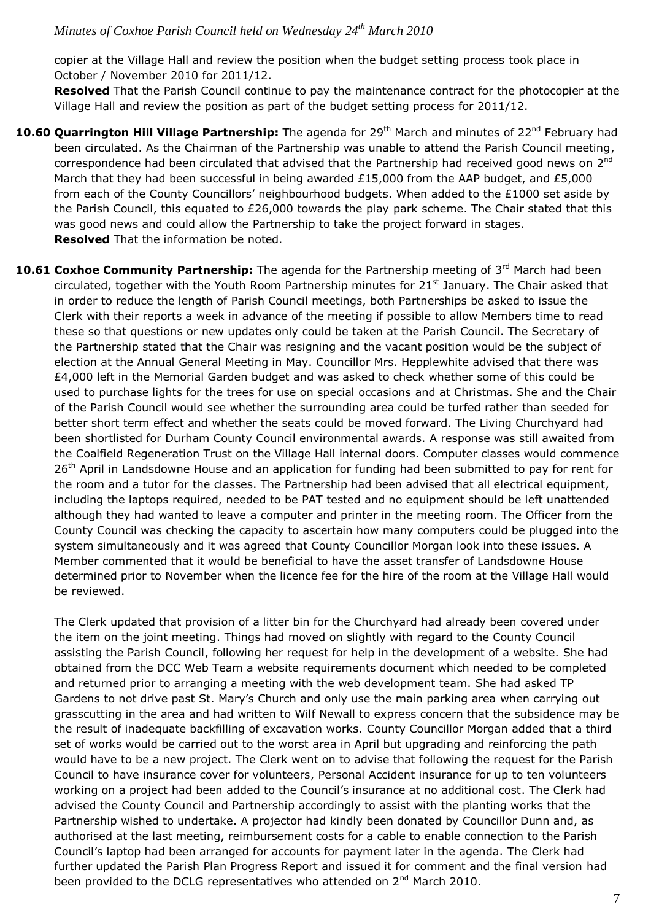copier at the Village Hall and review the position when the budget setting process took place in October / November 2010 for 2011/12.

**Resolved** That the Parish Council continue to pay the maintenance contract for the photocopier at the Village Hall and review the position as part of the budget setting process for 2011/12.

**10.60 Quarrington Hill Village Partnership:** The agenda for 29th March and minutes of 22nd February had been circulated. As the Chairman of the Partnership was unable to attend the Parish Council meeting, correspondence had been circulated that advised that the Partnership had received good news on 2nd March that they had been successful in being awarded £15,000 from the AAP budget, and £5,000 from each of the County Councillors' neighbourhood budgets. When added to the £1000 set aside by the Parish Council, this equated to £26,000 towards the play park scheme. The Chair stated that this was good news and could allow the Partnership to take the project forward in stages.

**Resolved** That the information be noted.

**10.61 Coxhoe Community Partnership:** The agenda for the Partnership meeting of 3rd March had been circulated, together with the Youth Room Partnership minutes for 21st January. The Chair asked that in order to reduce the length of Parish Council meetings, both Partnerships be asked to issue the Clerk with their reports a week in advance of the meeting if possible to allow Members time to read these so that questions or new updates only could be taken at the Parish Council. The Secretary of the Partnership stated that the Chair was resigning and the vacant position would be the subject of election at the Annual General Meeting in May. Councillor Mrs. Hepplewhite advised that there was £4,000 left in the Memorial Garden budget and was asked to check whether some of this could be used to purchase lights for the trees for use on special occasions and at Christmas. She and the Chair of the Parish Council would see whether the surrounding area could be turfed rather than seeded for better short term effect and whether the seats could be moved forward. The Living Churchyard had been shortlisted for Durham County Council environmental awards. A response was still awaited from the Coalfield Regeneration Trust on the Village Hall internal doors. Computer classes would commence 26th April in Landsdowne House and an application for funding had been submitted to pay for rent for the room and a tutor for the classes. The Partnership had been advised that all electrical equipment, including the laptops required, needed to be PAT tested and no equipment should be left unattended although they had wanted to leave a computer and printer in the meeting room. The Officer from the County Council was checking the capacity to ascertain how many computers could be plugged into the system simultaneously and it was agreed that County Councillor Morgan look into these issues. A Member commented that it would be beneficial to have the asset transfer of Landsdowne House determined prior to November when the licence fee for the hire of the room at the Village Hall would be reviewed.

The Clerk updated that provision of a litter bin for the Churchyard had already been covered under the item on the joint meeting. Things had moved on slightly with regard to the County Council assisting the Parish Council, following her request for help in the development of a website. She had obtained from the DCC Web Team a website requirements document which needed to be completed and returned prior to arranging a meeting with the web development team. She had asked TP Gardens to not drive past St. Mary's Church and only use the main parking area when carrying out grasscutting in the area and had written to Wilf Newall to express concern that the subsidence may be the result of inadequate backfilling of excavation works. County Councillor Morgan added that a third set of works would be carried out to the worst area in April but upgrading and reinforcing the path would have to be a new project. The Clerk went on to advise that following the request for the Parish Council to have insurance cover for volunteers, Personal Accident insurance for up to ten volunteers working on a project had been added to the Council's insurance at no additional cost. The Clerk had advised the County Council and Partnership accordingly to assist with the planting works that the Partnership wished to undertake. A projector had kindly been donated by Councillor Dunn and, as authorised at the last meeting, reimbursement costs for a cable to enable connection to the Parish Council's laptop had been arranged for accounts for payment later in the agenda. The Clerk had further updated the Parish Plan Progress Report and issued it for comment and the final version had been provided to the DCLG representatives who attended on 2nd March 2010.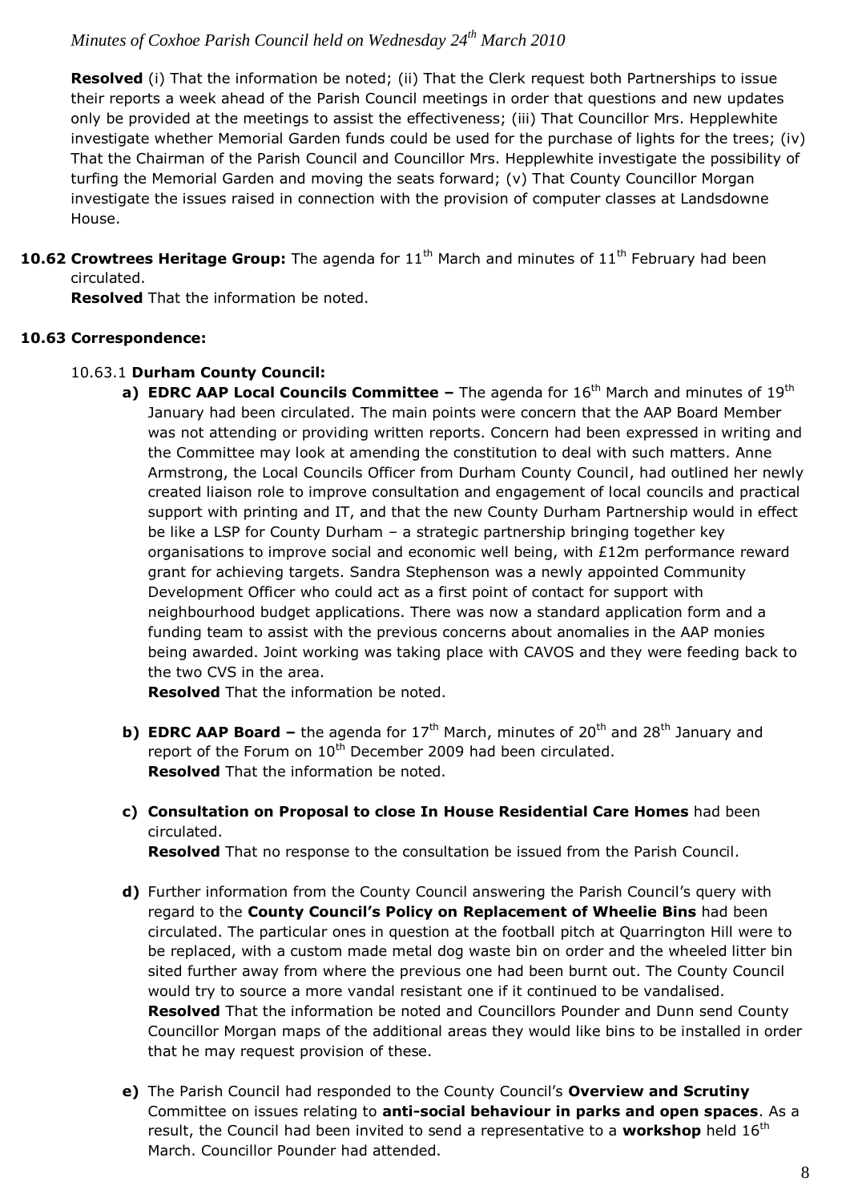**Resolved** (i) That the information be noted; (ii) That the Clerk request both Partnerships to issue their reports a week ahead of the Parish Council meetings in order that questions and new updates only be provided at the meetings to assist the effectiveness; (iii) That Councillor Mrs. Hepplewhite investigate whether Memorial Garden funds could be used for the purchase of lights for the trees; (iv) That the Chairman of the Parish Council and Councillor Mrs. Hepplewhite investigate the possibility of turfing the Memorial Garden and moving the seats forward; (v) That County Councillor Morgan investigate the issues raised in connection with the provision of computer classes at Landsdowne House.

**10.62 Crowtrees Heritage Group:** The agenda for 11th March and minutes of 11th February had been circulated.
**Resolved** That the information be noted.

**10.63 Correspondence:**

10.63.1 **Durham County Council:**

**a) EDRC AAP Local Councils Committee –** The agenda for 16th March and minutes of 19th January had been circulated. The main points were concern that the AAP Board Member was not attending or providing written reports. Concern had been expressed in writing and the Committee may look at amending the constitution to deal with such matters. Anne Armstrong, the Local Councils Officer from Durham County Council, had outlined her newly created liaison role to improve consultation and engagement of local councils and practical support with printing and IT, and that the new County Durham Partnership would in effect be like a LSP for County Durham – a strategic partnership bringing together key organisations to improve social and economic well being, with £12m performance reward grant for achieving targets. Sandra Stephenson was a newly appointed Community Development Officer who could act as a first point of contact for support with neighbourhood budget applications. There was now a standard application form and a funding team to assist with the previous concerns about anomalies in the AAP monies being awarded. Joint working was taking place with CAVOS and they were feeding back to the two CVS in the area.
**Resolved** That the information be noted.

**b) EDRC AAP Board –** the agenda for 17th March, minutes of 20th and 28th January and report of the Forum on 10th December 2009 had been circulated.
**Resolved** That the information be noted.

**c) Consultation on Proposal to close In House Residential Care Homes** had been circulated.
**Resolved** That no response to the consultation be issued from the Parish Council.

**d)** Further information from the County Council answering the Parish Council's query with regard to the **County Council's Policy on Replacement of Wheelie Bins** had been circulated. The particular ones in question at the football pitch at Quarrington Hill were to be replaced, with a custom made metal dog waste bin on order and the wheeled litter bin sited further away from where the previous one had been burnt out. The County Council would try to source a more vandal resistant one if it continued to be vandalised.
**Resolved** That the information be noted and Councillors Pounder and Dunn send County Councillor Morgan maps of the additional areas they would like bins to be installed in order that he may request provision of these.

**e)** The Parish Council had responded to the County Council's **Overview and Scrutiny** Committee on issues relating to **anti-social behaviour in parks and open spaces**. As a result, the Council had been invited to send a representative to a **workshop** held 16th March. Councillor Pounder had attended.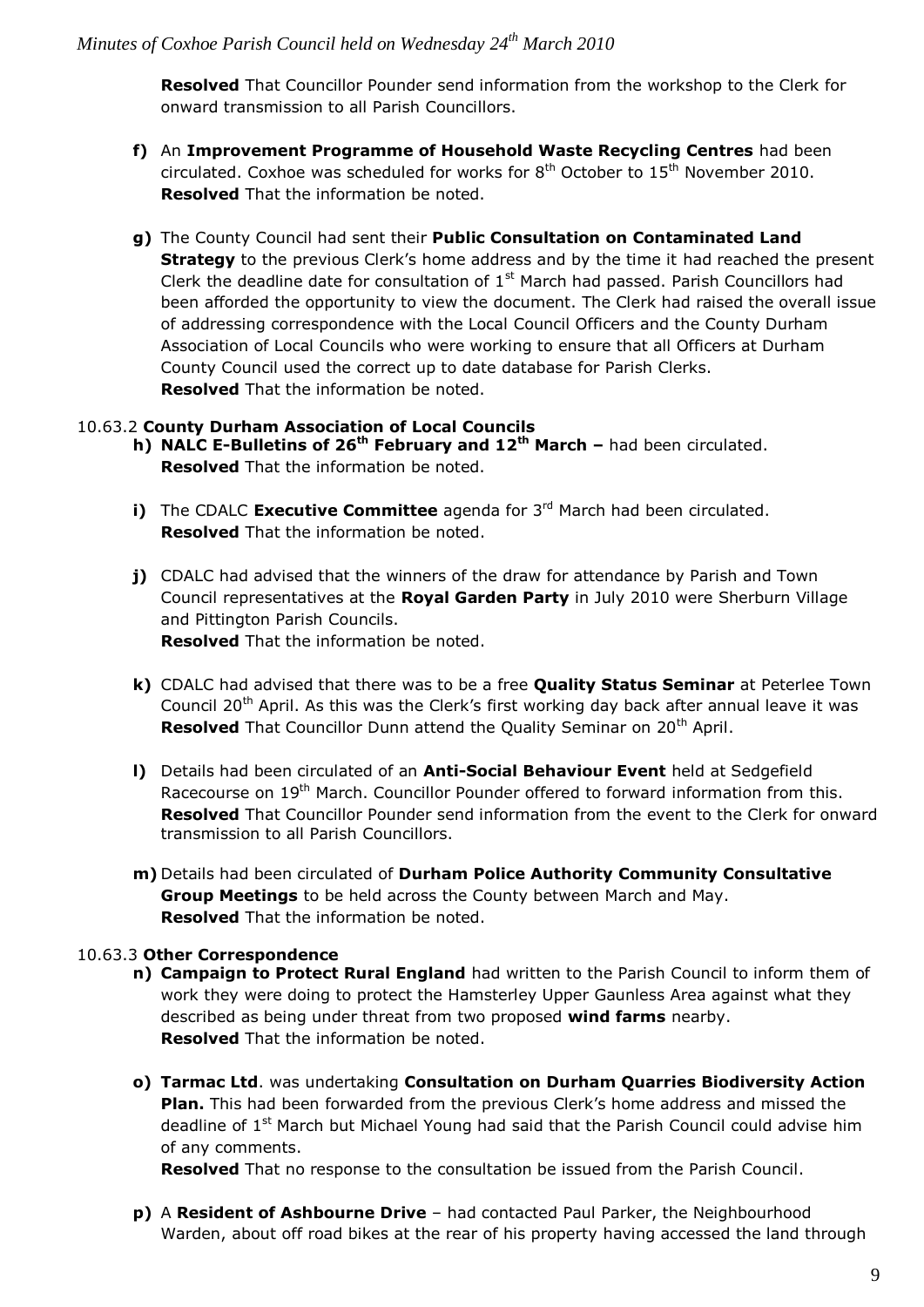**Resolved** That Councillor Pounder send information from the workshop to the Clerk for onward transmission to all Parish Councillors.

**f)** An **Improvement Programme of Household Waste Recycling Centres** had been circulated. Coxhoe was scheduled for works for 8th October to 15th November 2010.
**Resolved** That the information be noted.

**g)** The County Council had sent their **Public Consultation on Contaminated Land Strategy** to the previous Clerk's home address and by the time it had reached the present Clerk the deadline date for consultation of 1st March had passed. Parish Councillors had been afforded the opportunity to view the document. The Clerk had raised the overall issue of addressing correspondence with the Local Council Officers and the County Durham Association of Local Councils who were working to ensure that all Officers at Durham County Council used the correct up to date database for Parish Clerks.
**Resolved** That the information be noted.

10.63.2 **County Durham Association of Local Councils**

**h) NALC E-Bulletins of 26th February and 12th March –** had been circulated.
**Resolved** That the information be noted.

**i)** The CDALC **Executive Committee** agenda for 3rd March had been circulated.
**Resolved** That the information be noted.

**j)** CDALC had advised that the winners of the draw for attendance by Parish and Town Council representatives at the **Royal Garden Party** in July 2010 were Sherburn Village and Pittington Parish Councils.
**Resolved** That the information be noted.

**k)** CDALC had advised that there was to be a free **Quality Status Seminar** at Peterlee Town Council 20th April. As this was the Clerk's first working day back after annual leave it was
**Resolved** That Councillor Dunn attend the Quality Seminar on 20th April.

**l)** Details had been circulated of an **Anti-Social Behaviour Event** held at Sedgefield Racecourse on 19th March. Councillor Pounder offered to forward information from this.
**Resolved** That Councillor Pounder send information from the event to the Clerk for onward transmission to all Parish Councillors.

**m)** Details had been circulated of **Durham Police Authority Community Consultative Group Meetings** to be held across the County between March and May.
**Resolved** That the information be noted.

10.63.3 **Other Correspondence**

**n) Campaign to Protect Rural England** had written to the Parish Council to inform them of work they were doing to protect the Hamsterley Upper Gaunless Area against what they described as being under threat from two proposed **wind farms** nearby.
**Resolved** That the information be noted.

**o) Tarmac Ltd**. was undertaking **Consultation on Durham Quarries Biodiversity Action Plan.** This had been forwarded from the previous Clerk's home address and missed the deadline of 1st March but Michael Young had said that the Parish Council could advise him of any comments.
**Resolved** That no response to the consultation be issued from the Parish Council.

**p)** A **Resident of Ashbourne Drive** – had contacted Paul Parker, the Neighbourhood Warden, about off road bikes at the rear of his property having accessed the land through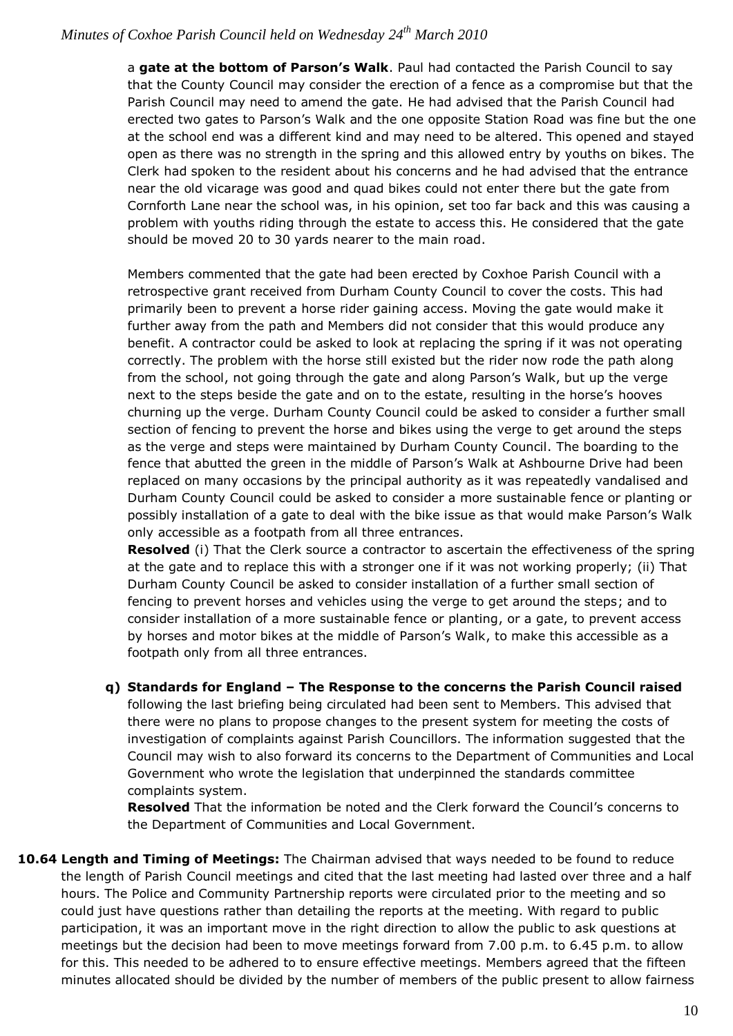a **gate at the bottom of Parson's Walk**. Paul had contacted the Parish Council to say that the County Council may consider the erection of a fence as a compromise but that the Parish Council may need to amend the gate. He had advised that the Parish Council had erected two gates to Parson's Walk and the one opposite Station Road was fine but the one at the school end was a different kind and may need to be altered. This opened and stayed open as there was no strength in the spring and this allowed entry by youths on bikes. The Clerk had spoken to the resident about his concerns and he had advised that the entrance near the old vicarage was good and quad bikes could not enter there but the gate from Cornforth Lane near the school was, in his opinion, set too far back and this was causing a problem with youths riding through the estate to access this. He considered that the gate should be moved 20 to 30 yards nearer to the main road.

Members commented that the gate had been erected by Coxhoe Parish Council with a retrospective grant received from Durham County Council to cover the costs. This had primarily been to prevent a horse rider gaining access. Moving the gate would make it further away from the path and Members did not consider that this would produce any benefit. A contractor could be asked to look at replacing the spring if it was not operating correctly. The problem with the horse still existed but the rider now rode the path along from the school, not going through the gate and along Parson's Walk, but up the verge next to the steps beside the gate and on to the estate, resulting in the horse's hooves churning up the verge. Durham County Council could be asked to consider a further small section of fencing to prevent the horse and bikes using the verge to get around the steps as the verge and steps were maintained by Durham County Council. The boarding to the fence that abutted the green in the middle of Parson's Walk at Ashbourne Drive had been replaced on many occasions by the principal authority as it was repeatedly vandalised and Durham County Council could be asked to consider a more sustainable fence or planting or possibly installation of a gate to deal with the bike issue as that would make Parson's Walk only accessible as a footpath from all three entrances.

**Resolved** (i) That the Clerk source a contractor to ascertain the effectiveness of the spring at the gate and to replace this with a stronger one if it was not working properly; (ii) That Durham County Council be asked to consider installation of a further small section of fencing to prevent horses and vehicles using the verge to get around the steps; and to consider installation of a more sustainable fence or planting, or a gate, to prevent access by horses and motor bikes at the middle of Parson's Walk, to make this accessible as a footpath only from all three entrances.

**q) Standards for England – The Response to the concerns the Parish Council raised** following the last briefing being circulated had been sent to Members. This advised that there were no plans to propose changes to the present system for meeting the costs of investigation of complaints against Parish Councillors. The information suggested that the Council may wish to also forward its concerns to the Department of Communities and Local Government who wrote the legislation that underpinned the standards committee complaints system.

**Resolved** That the information be noted and the Clerk forward the Council's concerns to the Department of Communities and Local Government.

**10.64 Length and Timing of Meetings:** The Chairman advised that ways needed to be found to reduce the length of Parish Council meetings and cited that the last meeting had lasted over three and a half hours. The Police and Community Partnership reports were circulated prior to the meeting and so could just have questions rather than detailing the reports at the meeting. With regard to public participation, it was an important move in the right direction to allow the public to ask questions at meetings but the decision had been to move meetings forward from 7.00 p.m. to 6.45 p.m. to allow for this. This needed to be adhered to to ensure effective meetings. Members agreed that the fifteen minutes allocated should be divided by the number of members of the public present to allow fairness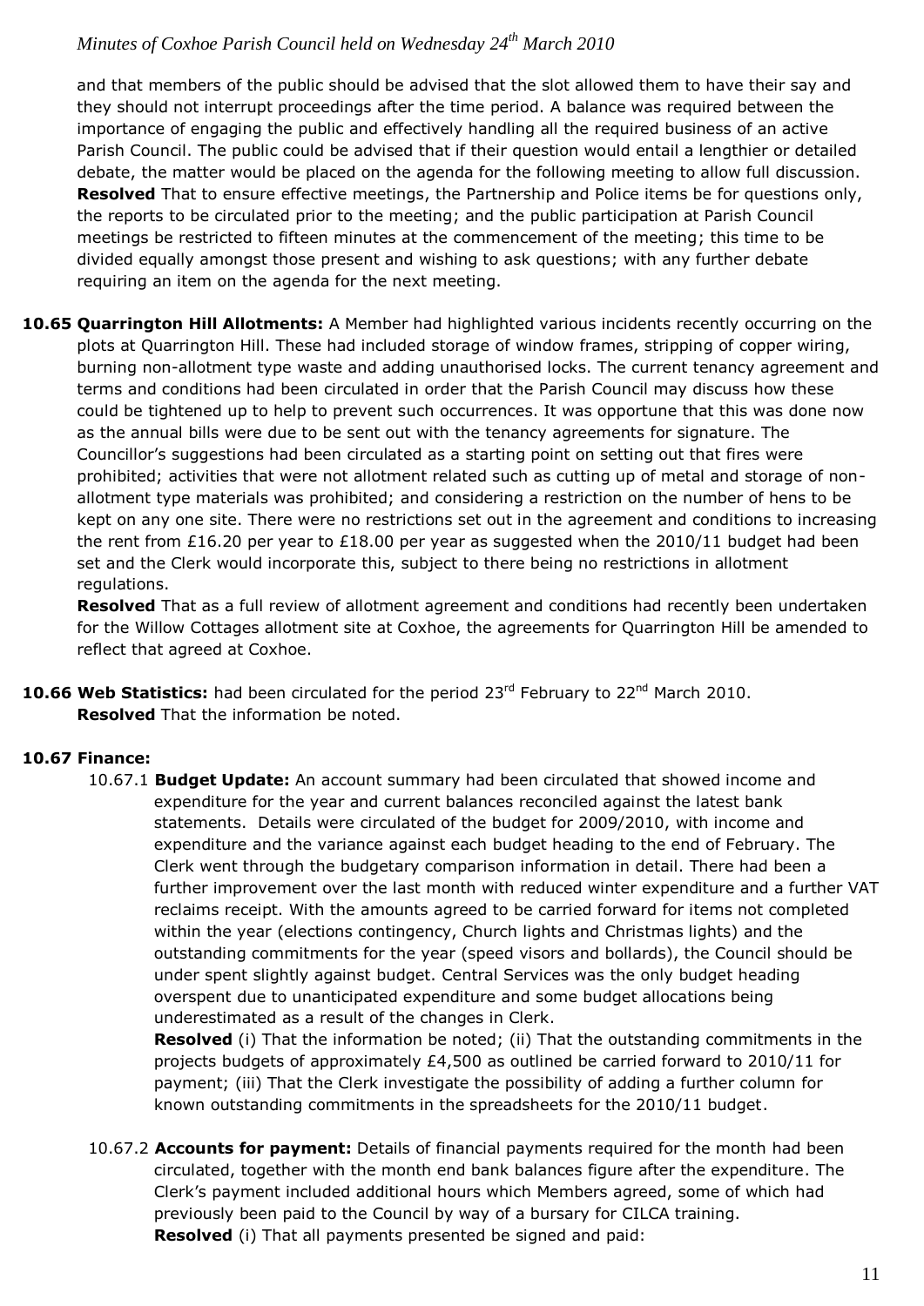and that members of the public should be advised that the slot allowed them to have their say and they should not interrupt proceedings after the time period. A balance was required between the importance of engaging the public and effectively handling all the required business of an active Parish Council. The public could be advised that if their question would entail a lengthier or detailed debate, the matter would be placed on the agenda for the following meeting to allow full discussion. **Resolved** That to ensure effective meetings, the Partnership and Police items be for questions only, the reports to be circulated prior to the meeting; and the public participation at Parish Council meetings be restricted to fifteen minutes at the commencement of the meeting; this time to be divided equally amongst those present and wishing to ask questions; with any further debate requiring an item on the agenda for the next meeting.

**10.65 Quarrington Hill Allotments:** A Member had highlighted various incidents recently occurring on the plots at Quarrington Hill. These had included storage of window frames, stripping of copper wiring, burning non-allotment type waste and adding unauthorised locks. The current tenancy agreement and terms and conditions had been circulated in order that the Parish Council may discuss how these could be tightened up to help to prevent such occurrences. It was opportune that this was done now as the annual bills were due to be sent out with the tenancy agreements for signature. The Councillor's suggestions had been circulated as a starting point on setting out that fires were prohibited; activities that were not allotment related such as cutting up of metal and storage of non-allotment type materials was prohibited; and considering a restriction on the number of hens to be kept on any one site. There were no restrictions set out in the agreement and conditions to increasing the rent from £16.20 per year to £18.00 per year as suggested when the 2010/11 budget had been set and the Clerk would incorporate this, subject to there being no restrictions in allotment regulations.
**Resolved** That as a full review of allotment agreement and conditions had recently been undertaken for the Willow Cottages allotment site at Coxhoe, the agreements for Quarrington Hill be amended to reflect that agreed at Coxhoe.

**10.66 Web Statistics:** had been circulated for the period 23rd February to 22nd March 2010.
**Resolved** That the information be noted.

**10.67 Finance:**

10.67.1 **Budget Update:** An account summary had been circulated that showed income and expenditure for the year and current balances reconciled against the latest bank statements. Details were circulated of the budget for 2009/2010, with income and expenditure and the variance against each budget heading to the end of February. The Clerk went through the budgetary comparison information in detail. There had been a further improvement over the last month with reduced winter expenditure and a further VAT reclaims receipt. With the amounts agreed to be carried forward for items not completed within the year (elections contingency, Church lights and Christmas lights) and the outstanding commitments for the year (speed visors and bollards), the Council should be under spent slightly against budget. Central Services was the only budget heading overspent due to unanticipated expenditure and some budget allocations being underestimated as a result of the changes in Clerk.
**Resolved** (i) That the information be noted; (ii) That the outstanding commitments in the projects budgets of approximately £4,500 as outlined be carried forward to 2010/11 for payment; (iii) That the Clerk investigate the possibility of adding a further column for known outstanding commitments in the spreadsheets for the 2010/11 budget.

10.67.2 **Accounts for payment:** Details of financial payments required for the month had been circulated, together with the month end bank balances figure after the expenditure. The Clerk's payment included additional hours which Members agreed, some of which had previously been paid to the Council by way of a bursary for CILCA training.
**Resolved** (i) That all payments presented be signed and paid: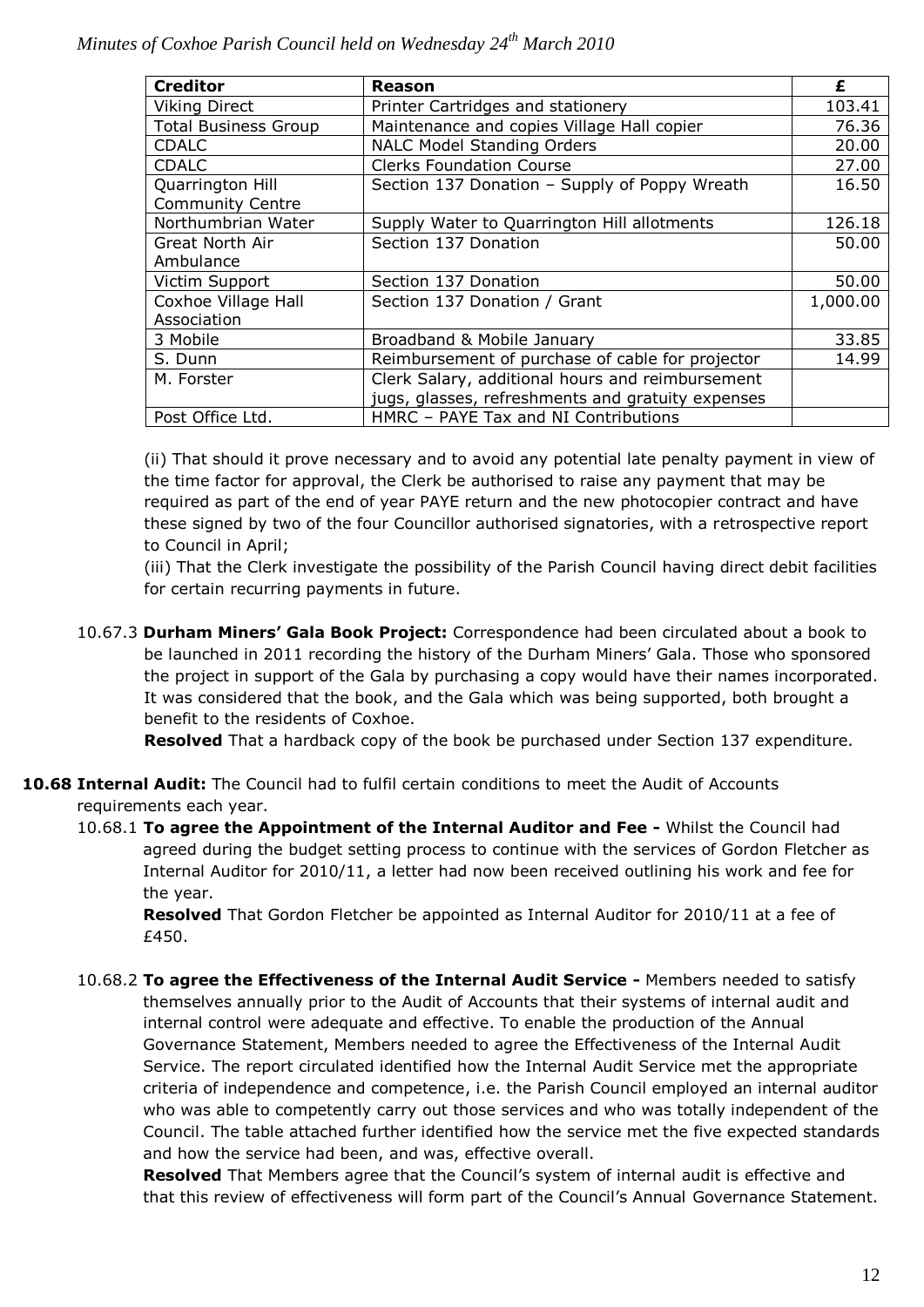| Creditor | Reason | £ |
|---|---|---|
| Viking Direct | Printer Cartridges and stationery | 103.41 |
| Total Business Group | Maintenance and copies Village Hall copier | 76.36 |
| CDALC | NALC Model Standing Orders | 20.00 |
| CDALC | Clerks Foundation Course | 27.00 |
| Quarrington Hill Community Centre | Section 137 Donation – Supply of Poppy Wreath | 16.50 |
| Northumbrian Water | Supply Water to Quarrington Hill allotments | 126.18 |
| Great North Air Ambulance | Section 137 Donation | 50.00 |
| Victim Support | Section 137 Donation | 50.00 |
| Coxhoe Village Hall Association | Section 137 Donation / Grant | 1,000.00 |
| 3 Mobile | Broadband & Mobile January | 33.85 |
| S. Dunn | Reimbursement of purchase of cable for projector | 14.99 |
| M. Forster | Clerk Salary, additional hours and reimbursement jugs, glasses, refreshments and gratuity expenses | |
| Post Office Ltd. | HMRC – PAYE Tax and NI Contributions | |

(ii) That should it prove necessary and to avoid any potential late penalty payment in view of the time factor for approval, the Clerk be authorised to raise any payment that may be required as part of the end of year PAYE return and the new photocopier contract and have these signed by two of the four Councillor authorised signatories, with a retrospective report to Council in April;

(iii) That the Clerk investigate the possibility of the Parish Council having direct debit facilities for certain recurring payments in future.

10.67.3 **Durham Miners' Gala Book Project:** Correspondence had been circulated about a book to be launched in 2011 recording the history of the Durham Miners' Gala. Those who sponsored the project in support of the Gala by purchasing a copy would have their names incorporated. It was considered that the book, and the Gala which was being supported, both brought a benefit to the residents of Coxhoe.

**Resolved** That a hardback copy of the book be purchased under Section 137 expenditure.

**10.68 Internal Audit:** The Council had to fulfil certain conditions to meet the Audit of Accounts requirements each year.

10.68.1 **To agree the Appointment of the Internal Auditor and Fee -** Whilst the Council had agreed during the budget setting process to continue with the services of Gordon Fletcher as Internal Auditor for 2010/11, a letter had now been received outlining his work and fee for the year.

**Resolved** That Gordon Fletcher be appointed as Internal Auditor for 2010/11 at a fee of £450.

10.68.2 **To agree the Effectiveness of the Internal Audit Service -** Members needed to satisfy themselves annually prior to the Audit of Accounts that their systems of internal audit and internal control were adequate and effective. To enable the production of the Annual Governance Statement, Members needed to agree the Effectiveness of the Internal Audit Service. The report circulated identified how the Internal Audit Service met the appropriate criteria of independence and competence, i.e. the Parish Council employed an internal auditor who was able to competently carry out those services and who was totally independent of the Council. The table attached further identified how the service met the five expected standards and how the service had been, and was, effective overall.

**Resolved** That Members agree that the Council's system of internal audit is effective and that this review of effectiveness will form part of the Council's Annual Governance Statement.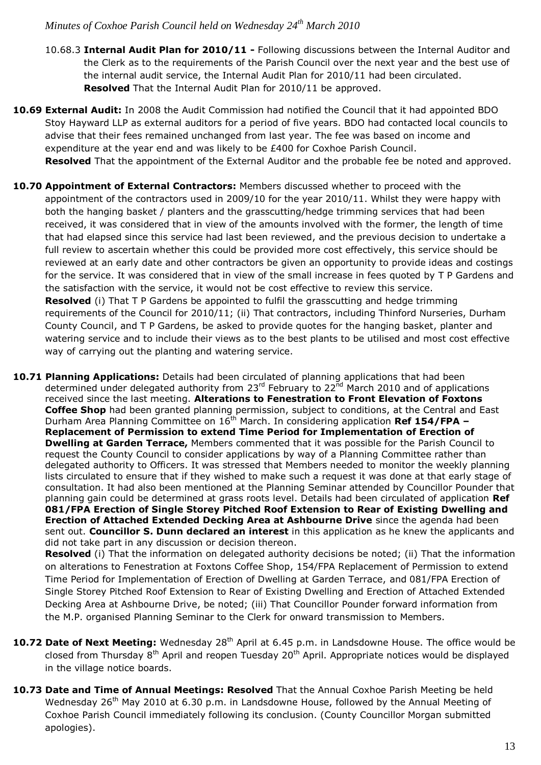10.68.3 **Internal Audit Plan for 2010/11 -** Following discussions between the Internal Auditor and the Clerk as to the requirements of the Parish Council over the next year and the best use of the internal audit service, the Internal Audit Plan for 2010/11 had been circulated. **Resolved** That the Internal Audit Plan for 2010/11 be approved.

**10.69 External Audit:** In 2008 the Audit Commission had notified the Council that it had appointed BDO Stoy Hayward LLP as external auditors for a period of five years. BDO had contacted local councils to advise that their fees remained unchanged from last year. The fee was based on income and expenditure at the year end and was likely to be £400 for Coxhoe Parish Council. **Resolved** That the appointment of the External Auditor and the probable fee be noted and approved.

**10.70 Appointment of External Contractors:** Members discussed whether to proceed with the appointment of the contractors used in 2009/10 for the year 2010/11. Whilst they were happy with both the hanging basket / planters and the grasscutting/hedge trimming services that had been received, it was considered that in view of the amounts involved with the former, the length of time that had elapsed since this service had last been reviewed, and the previous decision to undertake a full review to ascertain whether this could be provided more cost effectively, this service should be reviewed at an early date and other contractors be given an opportunity to provide ideas and costings for the service. It was considered that in view of the small increase in fees quoted by T P Gardens and the satisfaction with the service, it would not be cost effective to review this service.
**Resolved** (i) That T P Gardens be appointed to fulfil the grasscutting and hedge trimming requirements of the Council for 2010/11; (ii) That contractors, including Thinford Nurseries, Durham County Council, and T P Gardens, be asked to provide quotes for the hanging basket, planter and watering service and to include their views as to the best plants to be utilised and most cost effective way of carrying out the planting and watering service.

**10.71 Planning Applications:** Details had been circulated of planning applications that had been determined under delegated authority from 23rd February to 22nd March 2010 and of applications received since the last meeting. **Alterations to Fenestration to Front Elevation of Foxtons Coffee Shop** had been granted planning permission, subject to conditions, at the Central and East Durham Area Planning Committee on 16th March. In considering application **Ref 154/FPA – Replacement of Permission to extend Time Period for Implementation of Erection of Dwelling at Garden Terrace,** Members commented that it was possible for the Parish Council to request the County Council to consider applications by way of a Planning Committee rather than delegated authority to Officers. It was stressed that Members needed to monitor the weekly planning lists circulated to ensure that if they wished to make such a request it was done at that early stage of consultation. It had also been mentioned at the Planning Seminar attended by Councillor Pounder that planning gain could be determined at grass roots level. Details had been circulated of application **Ref 081/FPA Erection of Single Storey Pitched Roof Extension to Rear of Existing Dwelling and Erection of Attached Extended Decking Area at Ashbourne Drive** since the agenda had been sent out. **Councillor S. Dunn declared an interest** in this application as he knew the applicants and did not take part in any discussion or decision thereon.
**Resolved** (i) That the information on delegated authority decisions be noted; (ii) That the information on alterations to Fenestration at Foxtons Coffee Shop, 154/FPA Replacement of Permission to extend Time Period for Implementation of Erection of Dwelling at Garden Terrace, and 081/FPA Erection of Single Storey Pitched Roof Extension to Rear of Existing Dwelling and Erection of Attached Extended Decking Area at Ashbourne Drive, be noted; (iii) That Councillor Pounder forward information from the M.P. organised Planning Seminar to the Clerk for onward transmission to Members.

**10.72 Date of Next Meeting:** Wednesday 28th April at 6.45 p.m. in Landsdowne House. The office would be closed from Thursday 8th April and reopen Tuesday 20th April. Appropriate notices would be displayed in the village notice boards.

**10.73 Date and Time of Annual Meetings: Resolved** That the Annual Coxhoe Parish Meeting be held Wednesday 26th May 2010 at 6.30 p.m. in Landsdowne House, followed by the Annual Meeting of Coxhoe Parish Council immediately following its conclusion. (County Councillor Morgan submitted apologies).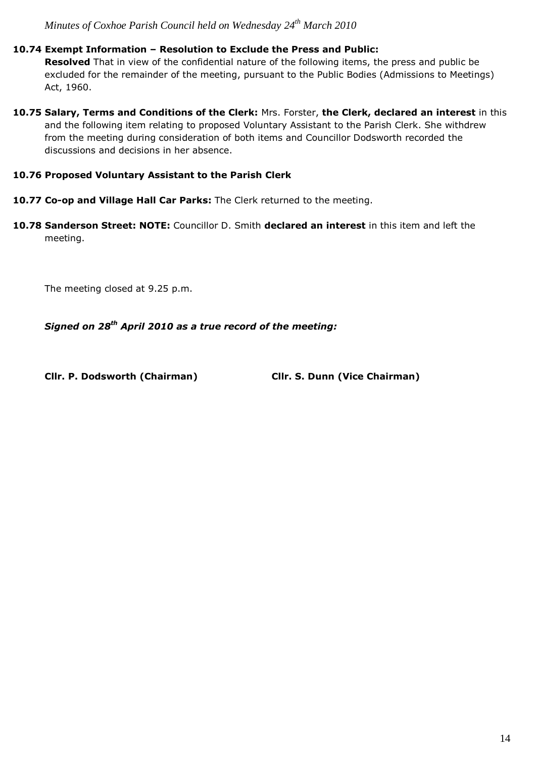**10.74 Exempt Information – Resolution to Exclude the Press and Public:**
**Resolved** That in view of the confidential nature of the following items, the press and public be excluded for the remainder of the meeting, pursuant to the Public Bodies (Admissions to Meetings) Act, 1960.

**10.75 Salary, Terms and Conditions of the Clerk:** Mrs. Forster, **the Clerk, declared an interest** in this and the following item relating to proposed Voluntary Assistant to the Parish Clerk. She withdrew from the meeting during consideration of both items and Councillor Dodsworth recorded the discussions and decisions in her absence.

**10.76 Proposed Voluntary Assistant to the Parish Clerk**

**10.77 Co-op and Village Hall Car Parks:** The Clerk returned to the meeting.

**10.78 Sanderson Street: NOTE:** Councillor D. Smith **declared an interest** in this item and left the meeting.

The meeting closed at 9.25 p.m.

***Signed on 28th April 2010 as a true record of the meeting:***

**Cllr. P. Dodsworth (Chairman)** **Cllr. S. Dunn (Vice Chairman)**